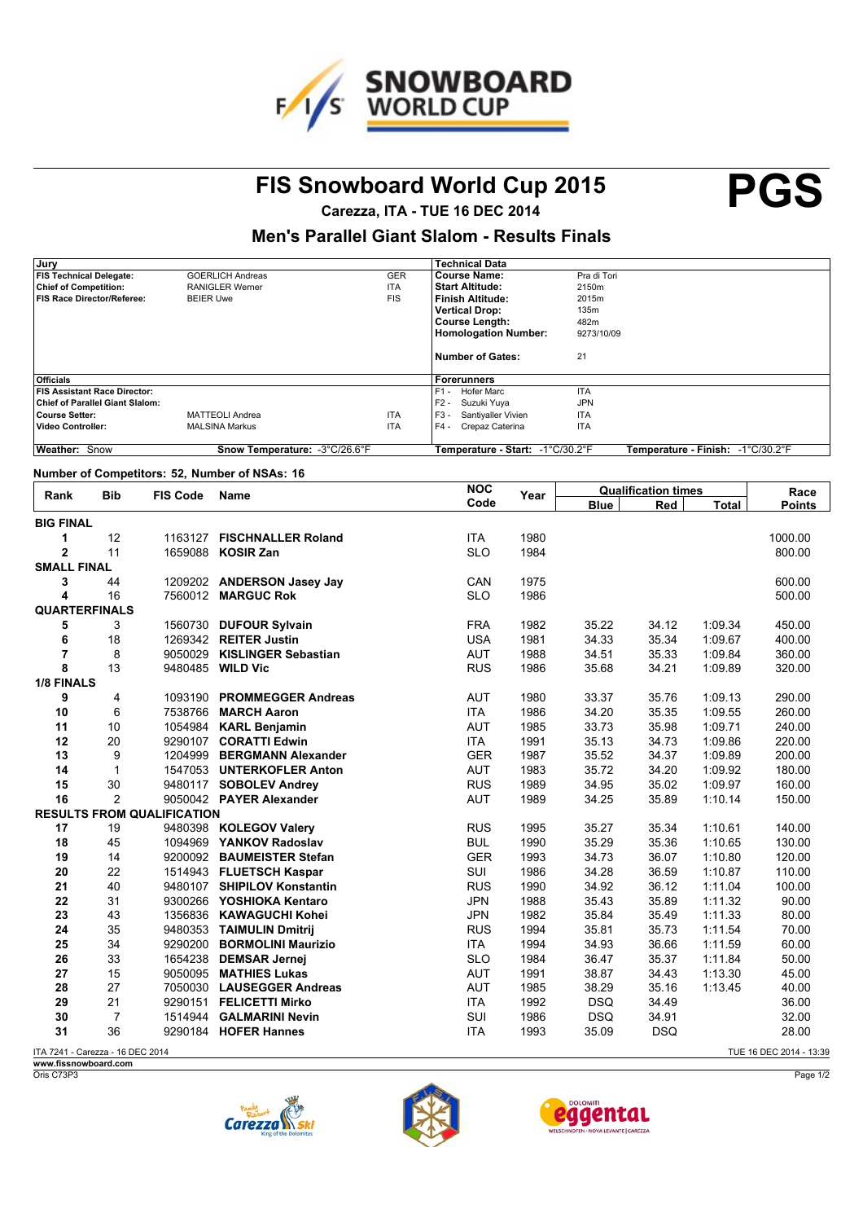# FIS Snowboard World Cup 2015

**PGS**

**Carezza, ITA - TUE 16 DEC 2014**

## Men's Parallel Giant Slalom - Results Finals

| Jury | | | Technical Data | |
|---|---|---|---|---|
| **FIS Technical Delegate:** | GOERLICH Andreas | GER | **Course Name:** | Pra di Tori |
| **Chief of Competition:** | RANIGLER Werner | ITA | **Start Altitude:** | 2150m |
| **FIS Race Director/Referee:** | BEIER Uwe | FIS | **Finish Altitude:** | 2015m |
| | | | **Vertical Drop:** | 135m |
| | | | **Course Length:** | 482m |
| | | | **Homologation Number:** | 9273/10/09 |
| | | | **Number of Gates:** | 21 |
| **Officials** | | | **Forerunners** | |
| **FIS Assistant Race Director:** | | | F1 - Hofer Marc | ITA |
| **Chief of Parallel Giant Slalom:** | | | F2 - Suzuki Yuya | JPN |
| **Course Setter:** | MATTEOLI Andrea | ITA | F3 - Santiyaller Vivien | ITA |
| **Video Controller:** | MALSINA Markus | ITA | F4 - Crepaz Caterina | ITA |
| **Weather:** Snow | **Snow Temperature:** -3°C/26.6°F | | **Temperature - Start:** -1°C/30.2°F | **Temperature - Finish:** -1°C/30.2°F |

**Number of Competitors: 52, Number of NSAs: 16**

| Rank | Bib | FIS Code | Name | NOC Code | Year | Qualification times Blue | Red | Total | Race Points |
|---|---|---|---|---|---|---|---|---|---|
| **BIG FINAL** | | | | | | | | | |
| 1 | 12 | 1163127 | **FISCHNALLER Roland** | ITA | 1980 | | | | 1000.00 |
| 2 | 11 | 1659088 | **KOSIR Zan** | SLO | 1984 | | | | 800.00 |
| **SMALL FINAL** | | | | | | | | | |
| 3 | 44 | 1209202 | **ANDERSON Jasey Jay** | CAN | 1975 | | | | 600.00 |
| 4 | 16 | 7560012 | **MARGUC Rok** | SLO | 1986 | | | | 500.00 |
| **QUARTERFINALS** | | | | | | | | | |
| 5 | 3 | 1560730 | **DUFOUR Sylvain** | FRA | 1982 | 35.22 | 34.12 | 1:09.34 | 450.00 |
| 6 | 18 | 1269342 | **REITER Justin** | USA | 1981 | 34.33 | 35.34 | 1:09.67 | 400.00 |
| 7 | 8 | 9050029 | **KISLINGER Sebastian** | AUT | 1988 | 34.51 | 35.33 | 1:09.84 | 360.00 |
| 8 | 13 | 9480485 | **WILD Vic** | RUS | 1986 | 35.68 | 34.21 | 1:09.89 | 320.00 |
| **1/8 FINALS** | | | | | | | | | |
| 9 | 4 | 1093190 | **PROMMEGGER Andreas** | AUT | 1980 | 33.37 | 35.76 | 1:09.13 | 290.00 |
| 10 | 6 | 7538766 | **MARCH Aaron** | ITA | 1986 | 34.20 | 35.35 | 1:09.55 | 260.00 |
| 11 | 10 | 1054984 | **KARL Benjamin** | AUT | 1985 | 33.73 | 35.98 | 1:09.71 | 240.00 |
| 12 | 20 | 9290107 | **CORATTI Edwin** | ITA | 1991 | 35.13 | 34.73 | 1:09.86 | 220.00 |
| 13 | 9 | 1204999 | **BERGMANN Alexander** | GER | 1987 | 35.52 | 34.37 | 1:09.89 | 200.00 |
| 14 | 1 | 1547053 | **UNTERKOFLER Anton** | AUT | 1983 | 35.72 | 34.20 | 1:09.92 | 180.00 |
| 15 | 30 | 9480117 | **SOBOLEV Andrey** | RUS | 1989 | 34.95 | 35.02 | 1:09.97 | 160.00 |
| 16 | 2 | 9050042 | **PAYER Alexander** | AUT | 1989 | 34.25 | 35.89 | 1:10.14 | 150.00 |
| **RESULTS FROM QUALIFICATION** | | | | | | | | | |
| 17 | 19 | 9480398 | **KOLEGOV Valery** | RUS | 1995 | 35.27 | 35.34 | 1:10.61 | 140.00 |
| 18 | 45 | 1094969 | **YANKOV Radoslav** | BUL | 1990 | 35.29 | 35.36 | 1:10.65 | 130.00 |
| 19 | 14 | 9200092 | **BAUMEISTER Stefan** | GER | 1993 | 34.73 | 36.07 | 1:10.80 | 120.00 |
| 20 | 22 | 1514943 | **FLUETSCH Kaspar** | SUI | 1986 | 34.28 | 36.59 | 1:10.87 | 110.00 |
| 21 | 40 | 9480107 | **SHIPILOV Konstantin** | RUS | 1990 | 34.92 | 36.12 | 1:11.04 | 100.00 |
| 22 | 31 | 9300266 | **YOSHIOKA Kentaro** | JPN | 1988 | 35.43 | 35.89 | 1:11.32 | 90.00 |
| 23 | 43 | 1356836 | **KAWAGUCHI Kohei** | JPN | 1982 | 35.84 | 35.49 | 1:11.33 | 80.00 |
| 24 | 35 | 9480353 | **TAIMULIN Dmitrij** | RUS | 1994 | 35.81 | 35.73 | 1:11.54 | 70.00 |
| 25 | 34 | 9290200 | **BORMOLINI Maurizio** | ITA | 1994 | 34.93 | 36.66 | 1:11.59 | 60.00 |
| 26 | 33 | 1654238 | **DEMSAR Jernej** | SLO | 1984 | 36.47 | 35.37 | 1:11.84 | 50.00 |
| 27 | 15 | 9050095 | **MATHIES Lukas** | AUT | 1991 | 38.87 | 34.43 | 1:13.30 | 45.00 |
| 28 | 27 | 7050030 | **LAUSEGGER Andreas** | AUT | 1985 | 38.29 | 35.16 | 1:13.45 | 40.00 |
| 29 | 21 | 9290151 | **FELICETTI Mirko** | ITA | 1992 | DSQ | 34.49 | | 36.00 |
| 30 | 7 | 1514944 | **GALMARINI Nevin** | SUI | 1986 | DSQ | 34.91 | | 32.00 |
| 31 | 36 | 9290184 | **HOFER Hannes** | ITA | 1993 | 35.09 | DSQ | | 28.00 |

ITA 7241 - Carezza - 16 DEC 2014 — TUE 16 DEC 2014 - 13:39

www.fissnowboard.com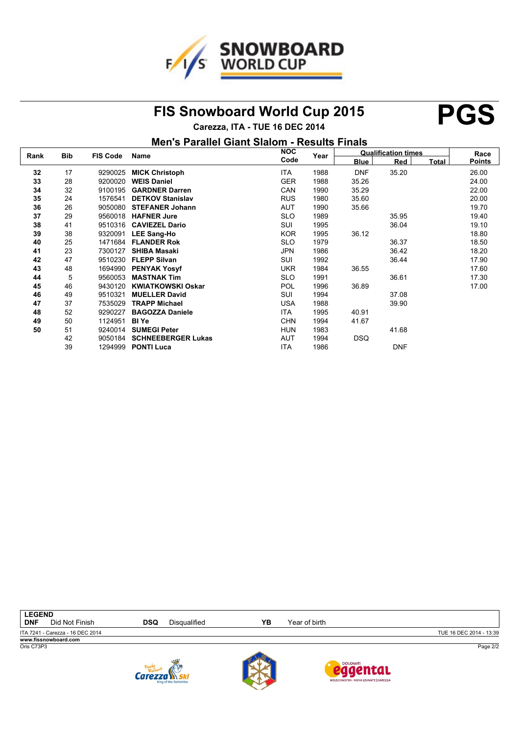# FIS Snowboard World Cup 2015

**PGS**

**Carezza, ITA - TUE 16 DEC 2014**

## Men's Parallel Giant Slalom - Results Finals

| Rank | Bib | FIS Code | Name | NOC Code | Year | Qualification times | | | Race Points |
|---|---|---|---|---|---|---|---|---|---|
| | | | | | | Blue | Red | Total | |
| 32 | 17 | 9290025 | **MICK Christoph** | ITA | 1988 | DNF | 35.20 | | 26.00 |
| 33 | 28 | 9200020 | **WEIS Daniel** | GER | 1988 | 35.26 | | | 24.00 |
| 34 | 32 | 9100195 | **GARDNER Darren** | CAN | 1990 | 35.29 | | | 22.00 |
| 35 | 24 | 1576541 | **DETKOV Stanislav** | RUS | 1980 | 35.60 | | | 20.00 |
| 36 | 26 | 9050080 | **STEFANER Johann** | AUT | 1990 | 35.66 | | | 19.70 |
| 37 | 29 | 9560018 | **HAFNER Jure** | SLO | 1989 | | 35.95 | | 19.40 |
| 38 | 41 | 9510316 | **CAVIEZEL Dario** | SUI | 1995 | | 36.04 | | 19.10 |
| 39 | 38 | 9320091 | **LEE Sang-Ho** | KOR | 1995 | 36.12 | | | 18.80 |
| 40 | 25 | 1471684 | **FLANDER Rok** | SLO | 1979 | | 36.37 | | 18.50 |
| 41 | 23 | 7300127 | **SHIBA Masaki** | JPN | 1986 | | 36.42 | | 18.20 |
| 42 | 47 | 9510230 | **FLEPP Silvan** | SUI | 1992 | | 36.44 | | 17.90 |
| 43 | 48 | 1694990 | **PENYAK Yosyf** | UKR | 1984 | 36.55 | | | 17.60 |
| 44 | 5 | 9560053 | **MASTNAK Tim** | SLO | 1991 | | 36.61 | | 17.30 |
| 45 | 46 | 9430120 | **KWIATKOWSKI Oskar** | POL | 1996 | 36.89 | | | 17.00 |
| 46 | 49 | 9510321 | **MUELLER David** | SUI | 1994 | | 37.08 | | |
| 47 | 37 | 7535029 | **TRAPP Michael** | USA | 1988 | | 39.90 | | |
| 48 | 52 | 9290227 | **BAGOZZA Daniele** | ITA | 1995 | 40.91 | | | |
| 49 | 50 | 1124951 | **BI Ye** | CHN | 1994 | 41.67 | | | |
| 50 | 51 | 9240014 | **SUMEGI Peter** | HUN | 1983 | | 41.68 | | |
| | 42 | 9050184 | **SCHNEEBERGER Lukas** | AUT | 1994 | DSQ | | | |
| | 39 | 1294999 | **PONTI Luca** | ITA | 1986 | | DNF | | |

**LEGEND**

| | | | | | |
|---|---|---|---|---|---|
| **DNF** | Did Not Finish | **DSQ** | Disqualified | **YB** | Year of birth |

ITA 7241 - Carezza - 16 DEC 2014 — TUE 16 DEC 2014 - 13:39

**www.fissnowboard.com**

Oris C73P3